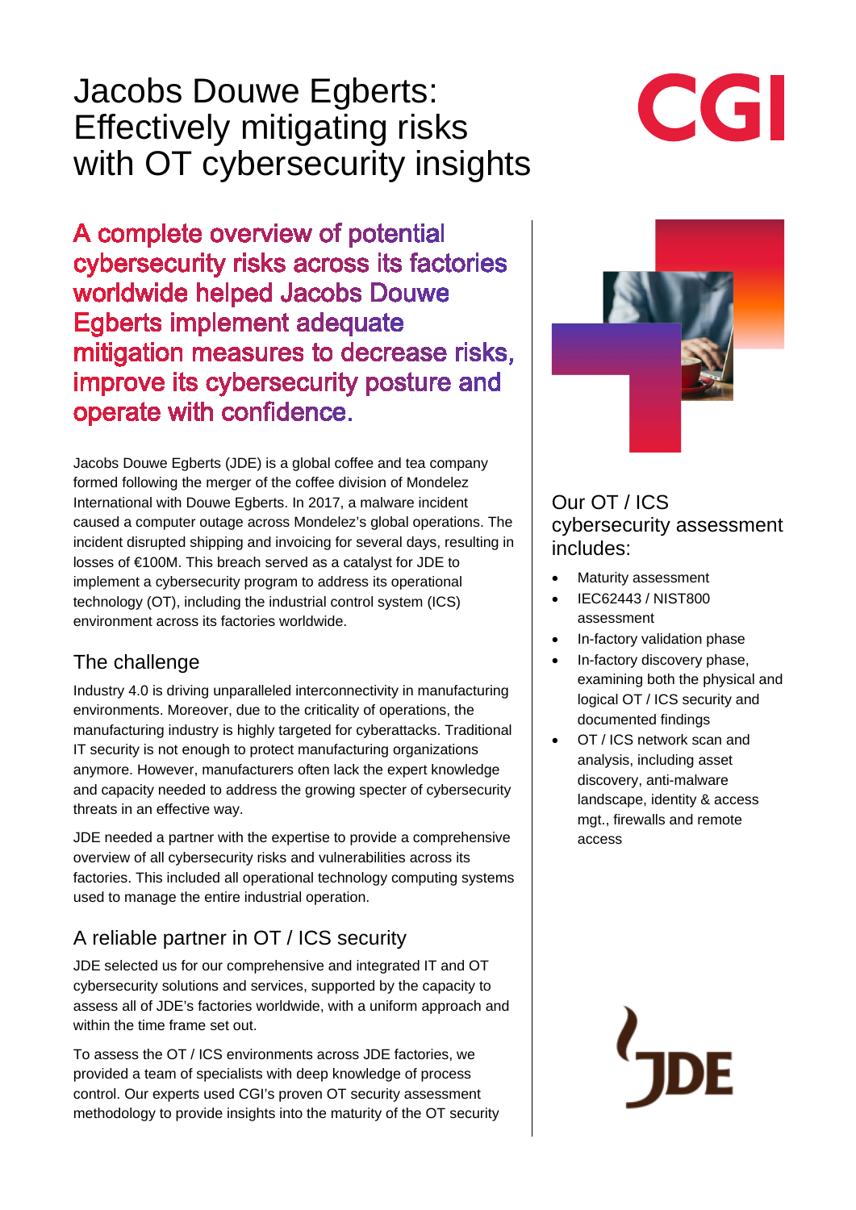# Jacobs Douwe Egberts: Effectively mitigating risks with OT cybersecurity insights

**A complete overview of potential cybersecurity risks across its factories worldwide helped Jacobs Douwe Egberts implement adequate mitigation measures to decrease risks, improve its cybersecurity posture and operate with confidence.**

Jacobs Douwe Egberts (JDE) is a global coffee and tea company formed following the merger of the coffee division of Mondelez International with Douwe Egberts. In 2017, a malware incident caused a computer outage across Mondelez's global operations. The incident disrupted shipping and invoicing for several days, resulting in losses of €100M. This breach served as a catalyst for JDE to implement a cybersecurity program to address its operational technology (OT), including the industrial control system (ICS) environment across its factories worldwide.

## The challenge

Industry 4.0 is driving unparalleled interconnectivity in manufacturing environments. Moreover, due to the criticality of operations, the manufacturing industry is highly targeted for cyberattacks. Traditional IT security is not enough to protect manufacturing organizations anymore. However, manufacturers often lack the expert knowledge and capacity needed to address the growing specter of cybersecurity threats in an effective way.

JDE needed a partner with the expertise to provide a comprehensive overview of all cybersecurity risks and vulnerabilities across its factories. This included all operational technology computing systems used to manage the entire industrial operation.

## A reliable partner in OT / ICS security

JDE selected us for our comprehensive and integrated IT and OT cybersecurity solutions and services, supported by the capacity to assess all of JDE's factories worldwide, with a uniform approach and within the time frame set out.

To assess the OT / ICS environments across JDE factories, we provided a team of specialists with deep knowledge of process control. Our experts used CGI's proven OT security assessment methodology to provide insights into the maturity of the OT security

## Our OT / ICS cybersecurity assessment includes:

- Maturity assessment
- IEC62443 / NIST800 assessment
- In-factory validation phase
- In-factory discovery phase, examining both the physical and logical OT / ICS security and documented findings
- OT / ICS network scan and analysis, including asset discovery, anti-malware landscape, identity & access mgt., firewalls and remote access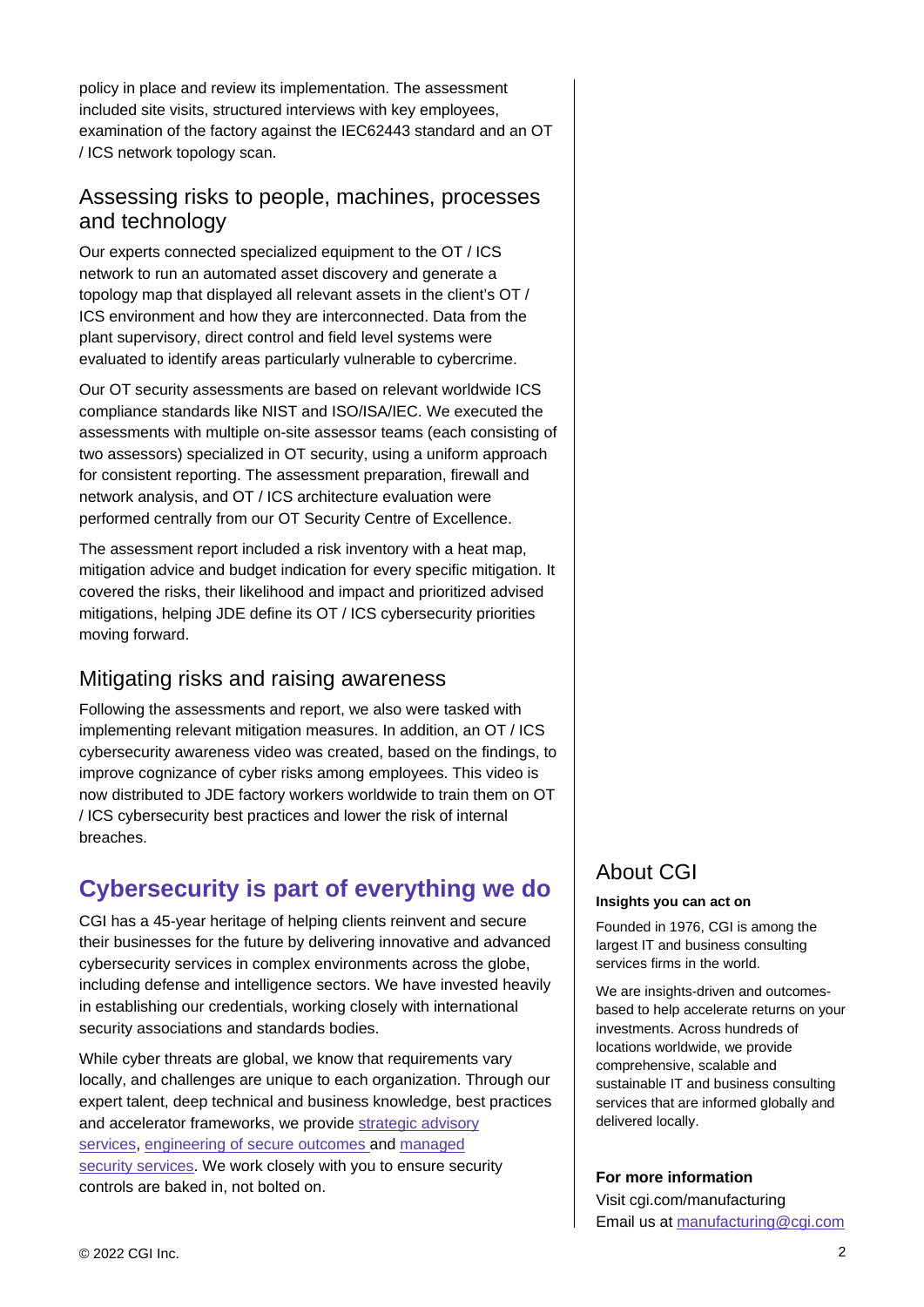policy in place and review its implementation. The assessment included site visits, structured interviews with key employees, examination of the factory against the IEC62443 standard and an OT / ICS network topology scan.

## Assessing risks to people, machines, processes and technology

Our experts connected specialized equipment to the OT / ICS network to run an automated asset discovery and generate a topology map that displayed all relevant assets in the client's OT / ICS environment and how they are interconnected. Data from the plant supervisory, direct control and field level systems were evaluated to identify areas particularly vulnerable to cybercrime.

Our OT security assessments are based on relevant worldwide ICS compliance standards like NIST and ISO/ISA/IEC. We executed the assessments with multiple on-site assessor teams (each consisting of two assessors) specialized in OT security, using a uniform approach for consistent reporting. The assessment preparation, firewall and network analysis, and OT / ICS architecture evaluation were performed centrally from our OT Security Centre of Excellence.

The assessment report included a risk inventory with a heat map, mitigation advice and budget indication for every specific mitigation. It covered the risks, their likelihood and impact and prioritized advised mitigations, helping JDE define its OT / ICS cybersecurity priorities moving forward.

## Mitigating risks and raising awareness

Following the assessments and report, we also were tasked with implementing relevant mitigation measures. In addition, an OT / ICS cybersecurity awareness video was created, based on the findings, to improve cognizance of cyber risks among employees. This video is now distributed to JDE factory workers worldwide to train them on OT / ICS cybersecurity best practices and lower the risk of internal breaches.

# Cybersecurity is part of everything we do

CGI has a 45-year heritage of helping clients reinvent and secure their businesses for the future by delivering innovative and advanced cybersecurity services in complex environments across the globe, including defense and intelligence sectors. We have invested heavily in establishing our credentials, working closely with international security associations and standards bodies.

While cyber threats are global, we know that requirements vary locally, and challenges are unique to each organization. Through our expert talent, deep technical and business knowledge, best practices and accelerator frameworks, we provide strategic advisory services, engineering of secure outcomes and managed security services. We work closely with you to ensure security controls are baked in, not bolted on.

## About CGI

**Insights you can act on**

Founded in 1976, CGI is among the largest IT and business consulting services firms in the world.

We are insights-driven and outcomes-based to help accelerate returns on your investments. Across hundreds of locations worldwide, we provide comprehensive, scalable and sustainable IT and business consulting services that are informed globally and delivered locally.

**For more information**

Visit cgi.com/manufacturing
Email us at manufacturing@cgi.com

© 2022 CGI Inc.